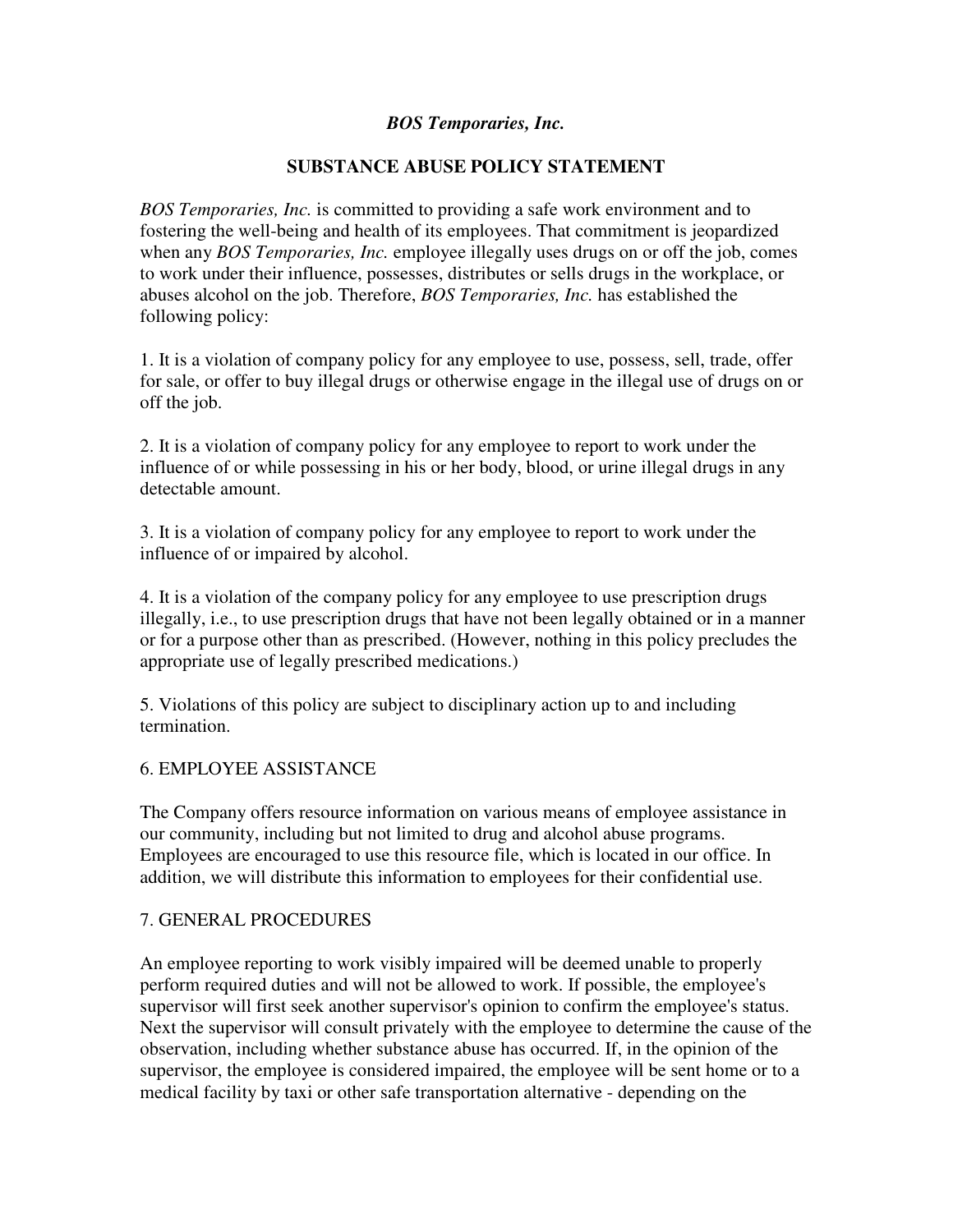*BOS Temporaries, Inc.*

# SUBSTANCE ABUSE POLICY STATEMENT

*BOS Temporaries, Inc.* is committed to providing a safe work environment and to fostering the well-being and health of its employees. That commitment is jeopardized when any *BOS Temporaries, Inc.* employee illegally uses drugs on or off the job, comes to work under their influence, possesses, distributes or sells drugs in the workplace, or abuses alcohol on the job. Therefore, *BOS Temporaries, Inc.* has established the following policy:

1. It is a violation of company policy for any employee to use, possess, sell, trade, offer for sale, or offer to buy illegal drugs or otherwise engage in the illegal use of drugs on or off the job.

2. It is a violation of company policy for any employee to report to work under the influence of or while possessing in his or her body, blood, or urine illegal drugs in any detectable amount.

3. It is a violation of company policy for any employee to report to work under the influence of or impaired by alcohol.

4. It is a violation of the company policy for any employee to use prescription drugs illegally, i.e., to use prescription drugs that have not been legally obtained or in a manner or for a purpose other than as prescribed. (However, nothing in this policy precludes the appropriate use of legally prescribed medications.)

5. Violations of this policy are subject to disciplinary action up to and including termination.

6. EMPLOYEE ASSISTANCE

The Company offers resource information on various means of employee assistance in our community, including but not limited to drug and alcohol abuse programs. Employees are encouraged to use this resource file, which is located in our office. In addition, we will distribute this information to employees for their confidential use.

7. GENERAL PROCEDURES

An employee reporting to work visibly impaired will be deemed unable to properly perform required duties and will not be allowed to work. If possible, the employee's supervisor will first seek another supervisor's opinion to confirm the employee's status. Next the supervisor will consult privately with the employee to determine the cause of the observation, including whether substance abuse has occurred. If, in the opinion of the supervisor, the employee is considered impaired, the employee will be sent home or to a medical facility by taxi or other safe transportation alternative - depending on the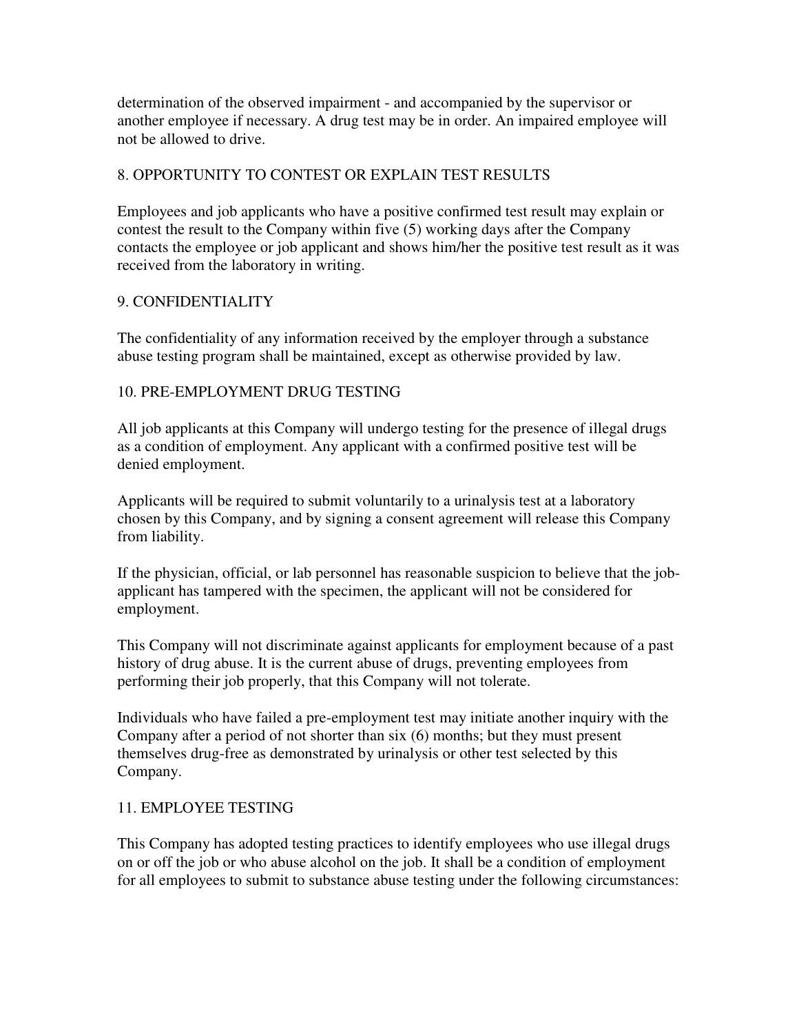determination of the observed impairment - and accompanied by the supervisor or another employee if necessary. A drug test may be in order. An impaired employee will not be allowed to drive.

## 8. OPPORTUNITY TO CONTEST OR EXPLAIN TEST RESULTS

Employees and job applicants who have a positive confirmed test result may explain or contest the result to the Company within five (5) working days after the Company contacts the employee or job applicant and shows him/her the positive test result as it was received from the laboratory in writing.

## 9. CONFIDENTIALITY

The confidentiality of any information received by the employer through a substance abuse testing program shall be maintained, except as otherwise provided by law.

## 10. PRE-EMPLOYMENT DRUG TESTING

All job applicants at this Company will undergo testing for the presence of illegal drugs as a condition of employment. Any applicant with a confirmed positive test will be denied employment.

Applicants will be required to submit voluntarily to a urinalysis test at a laboratory chosen by this Company, and by signing a consent agreement will release this Company from liability.

If the physician, official, or lab personnel has reasonable suspicion to believe that the job-applicant has tampered with the specimen, the applicant will not be considered for employment.

This Company will not discriminate against applicants for employment because of a past history of drug abuse. It is the current abuse of drugs, preventing employees from performing their job properly, that this Company will not tolerate.

Individuals who have failed a pre-employment test may initiate another inquiry with the Company after a period of not shorter than six (6) months; but they must present themselves drug-free as demonstrated by urinalysis or other test selected by this Company.

## 11. EMPLOYEE TESTING

This Company has adopted testing practices to identify employees who use illegal drugs on or off the job or who abuse alcohol on the job. It shall be a condition of employment for all employees to submit to substance abuse testing under the following circumstances: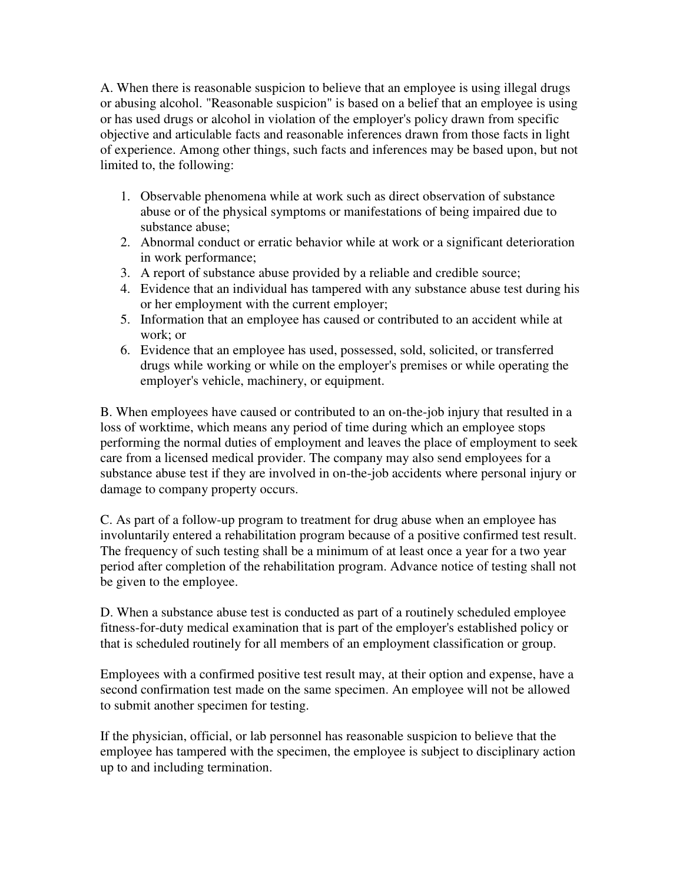A. When there is reasonable suspicion to believe that an employee is using illegal drugs or abusing alcohol. "Reasonable suspicion" is based on a belief that an employee is using or has used drugs or alcohol in violation of the employer's policy drawn from specific objective and articulable facts and reasonable inferences drawn from those facts in light of experience. Among other things, such facts and inferences may be based upon, but not limited to, the following:

1. Observable phenomena while at work such as direct observation of substance abuse or of the physical symptoms or manifestations of being impaired due to substance abuse;
2. Abnormal conduct or erratic behavior while at work or a significant deterioration in work performance;
3. A report of substance abuse provided by a reliable and credible source;
4. Evidence that an individual has tampered with any substance abuse test during his or her employment with the current employer;
5. Information that an employee has caused or contributed to an accident while at work; or
6. Evidence that an employee has used, possessed, sold, solicited, or transferred drugs while working or while on the employer's premises or while operating the employer's vehicle, machinery, or equipment.

B. When employees have caused or contributed to an on-the-job injury that resulted in a loss of worktime, which means any period of time during which an employee stops performing the normal duties of employment and leaves the place of employment to seek care from a licensed medical provider. The company may also send employees for a substance abuse test if they are involved in on-the-job accidents where personal injury or damage to company property occurs.

C. As part of a follow-up program to treatment for drug abuse when an employee has involuntarily entered a rehabilitation program because of a positive confirmed test result. The frequency of such testing shall be a minimum of at least once a year for a two year period after completion of the rehabilitation program. Advance notice of testing shall not be given to the employee.

D. When a substance abuse test is conducted as part of a routinely scheduled employee fitness-for-duty medical examination that is part of the employer's established policy or that is scheduled routinely for all members of an employment classification or group.

Employees with a confirmed positive test result may, at their option and expense, have a second confirmation test made on the same specimen. An employee will not be allowed to submit another specimen for testing.

If the physician, official, or lab personnel has reasonable suspicion to believe that the employee has tampered with the specimen, the employee is subject to disciplinary action up to and including termination.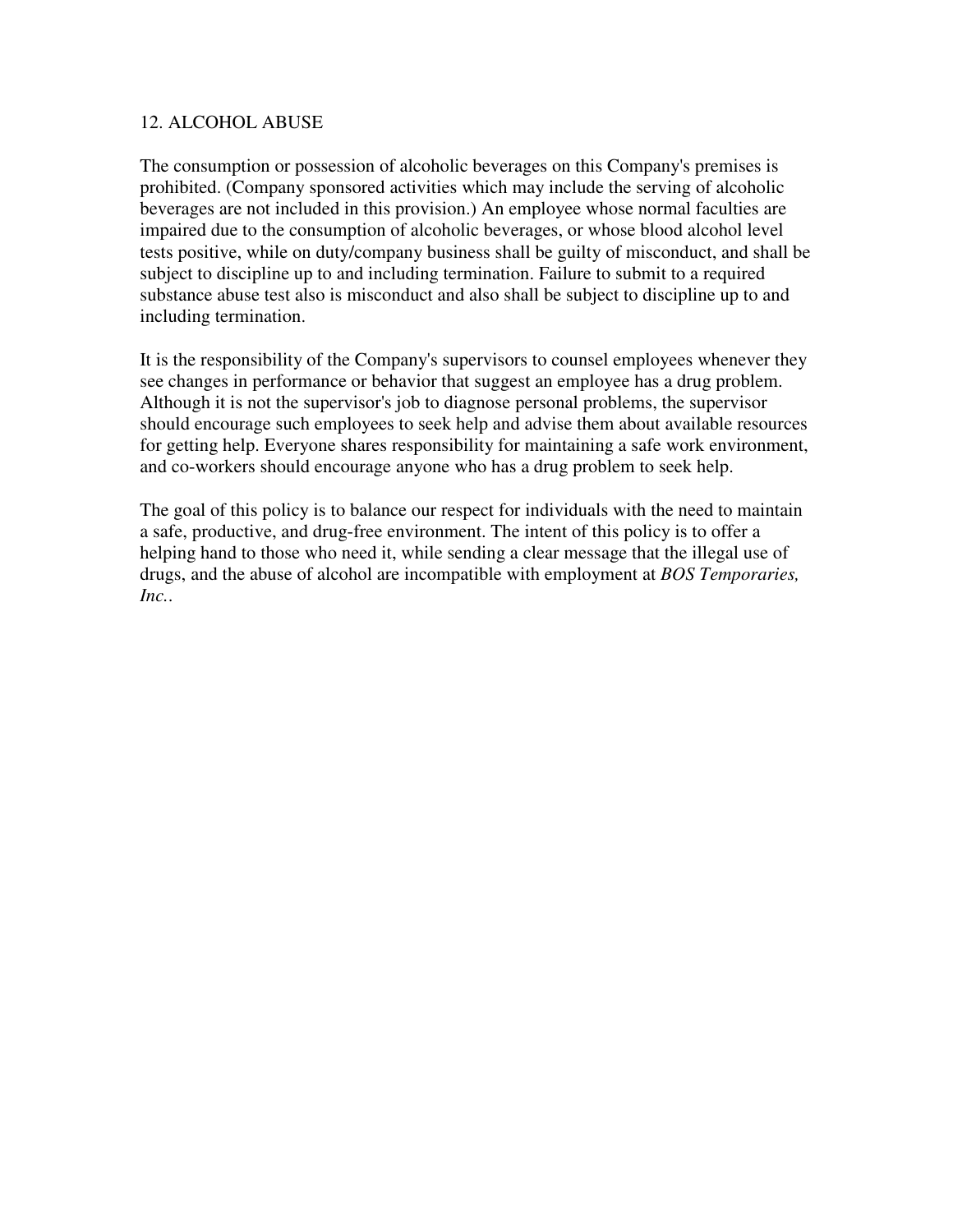## 12. ALCOHOL ABUSE

The consumption or possession of alcoholic beverages on this Company's premises is prohibited. (Company sponsored activities which may include the serving of alcoholic beverages are not included in this provision.) An employee whose normal faculties are impaired due to the consumption of alcoholic beverages, or whose blood alcohol level tests positive, while on duty/company business shall be guilty of misconduct, and shall be subject to discipline up to and including termination. Failure to submit to a required substance abuse test also is misconduct and also shall be subject to discipline up to and including termination.

It is the responsibility of the Company's supervisors to counsel employees whenever they see changes in performance or behavior that suggest an employee has a drug problem. Although it is not the supervisor's job to diagnose personal problems, the supervisor should encourage such employees to seek help and advise them about available resources for getting help. Everyone shares responsibility for maintaining a safe work environment, and co-workers should encourage anyone who has a drug problem to seek help.

The goal of this policy is to balance our respect for individuals with the need to maintain a safe, productive, and drug-free environment. The intent of this policy is to offer a helping hand to those who need it, while sending a clear message that the illegal use of drugs, and the abuse of alcohol are incompatible with employment at *BOS Temporaries, Inc.*.